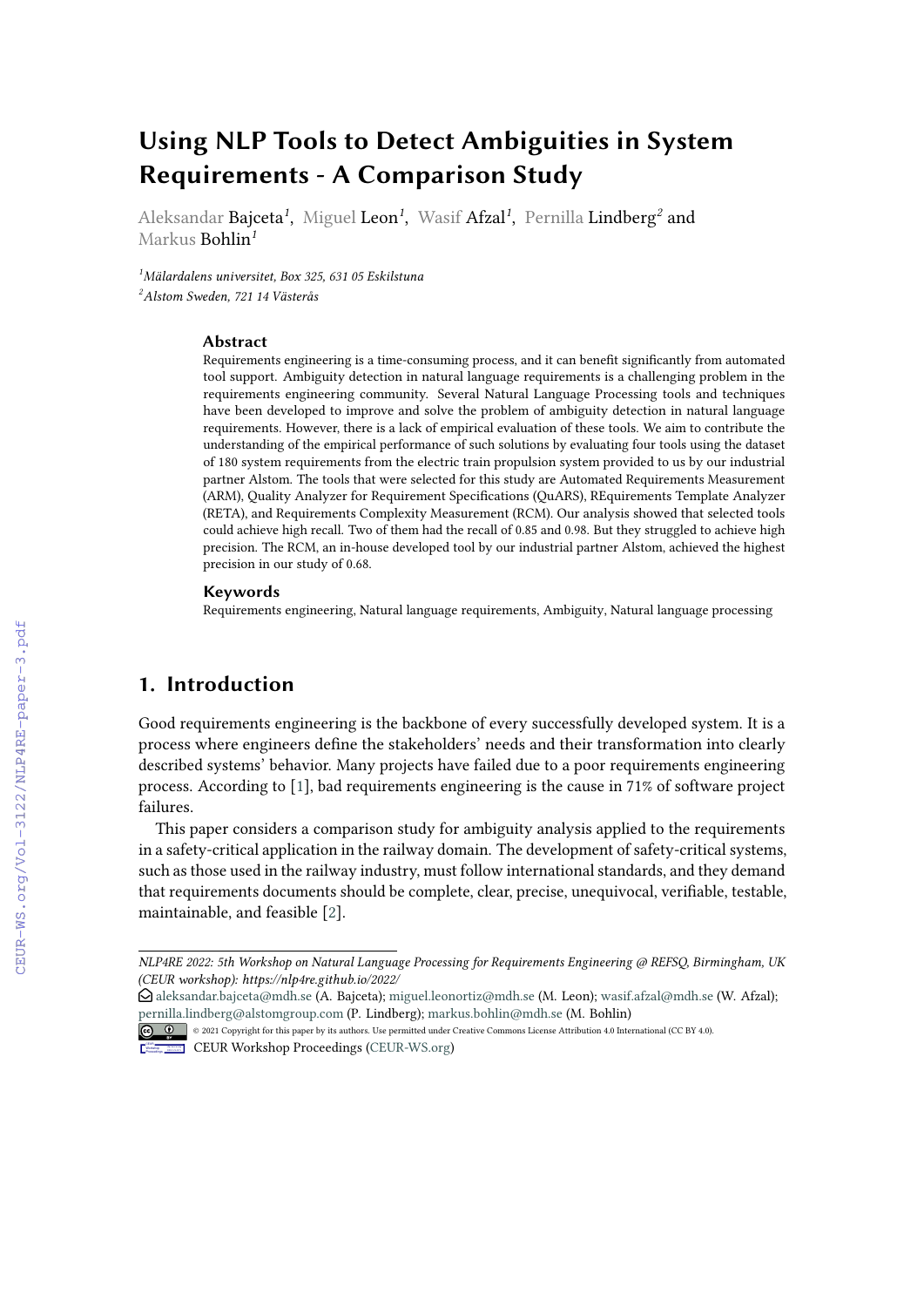# Using NLP Tools to Detect Ambiguities in System Requirements - A Comparison Study

Aleksandar Bajceta[1], Miguel Leon[1], Wasif Afzal[1], Pernilla Lindberg[2] and Markus Bohlin[1]

[1] *Mälardalens universitet, Box 325, 631 05 Eskilstuna*
[2] *Alstom Sweden, 721 14 Västerås*

### Abstract

Requirements engineering is a time-consuming process, and it can benefit significantly from automated tool support. Ambiguity detection in natural language requirements is a challenging problem in the requirements engineering community. Several Natural Language Processing tools and techniques have been developed to improve and solve the problem of ambiguity detection in natural language requirements. However, there is a lack of empirical evaluation of these tools. We aim to contribute the understanding of the empirical performance of such solutions by evaluating four tools using the dataset of 180 system requirements from the electric train propulsion system provided to us by our industrial partner Alstom. The tools that were selected for this study are Automated Requirements Measurement (ARM), Quality Analyzer for Requirement Specifications (QuARS), REquirements Template Analyzer (RETA), and Requirements Complexity Measurement (RCM). Our analysis showed that selected tools could achieve high recall. Two of them had the recall of 0.85 and 0.98. But they struggled to achieve high precision. The RCM, an in-house developed tool by our industrial partner Alstom, achieved the highest precision in our study of 0.68.

### Keywords

Requirements engineering, Natural language requirements, Ambiguity, Natural language processing

## 1. Introduction

Good requirements engineering is the backbone of every successfully developed system. It is a process where engineers define the stakeholders' needs and their transformation into clearly described systems' behavior. Many projects have failed due to a poor requirements engineering process. According to [1], bad requirements engineering is the cause in 71% of software project failures.

This paper considers a comparison study for ambiguity analysis applied to the requirements in a safety-critical application in the railway domain. The development of safety-critical systems, such as those used in the railway industry, must follow international standards, and they demand that requirements documents should be complete, clear, precise, unequivocal, verifiable, testable, maintainable, and feasible [2].

---

*NLP4RE 2022: 5th Workshop on Natural Language Processing for Requirements Engineering @ REFSQ, Birmingham, UK (CEUR workshop): https://nlp4re.github.io/2022/*

aleksandar.bajceta@mdh.se (A. Bajceta); miguel.leonortiz@mdh.se (M. Leon); wasif.afzal@mdh.se (W. Afzal); pernilla.lindberg@alstomgroup.com (P. Lindberg); markus.bohlin@mdh.se (M. Bohlin)

© 2021 Copyright for this paper by its authors. Use permitted under Creative Commons License Attribution 4.0 International (CC BY 4.0).

CEUR Workshop Proceedings (CEUR-WS.org)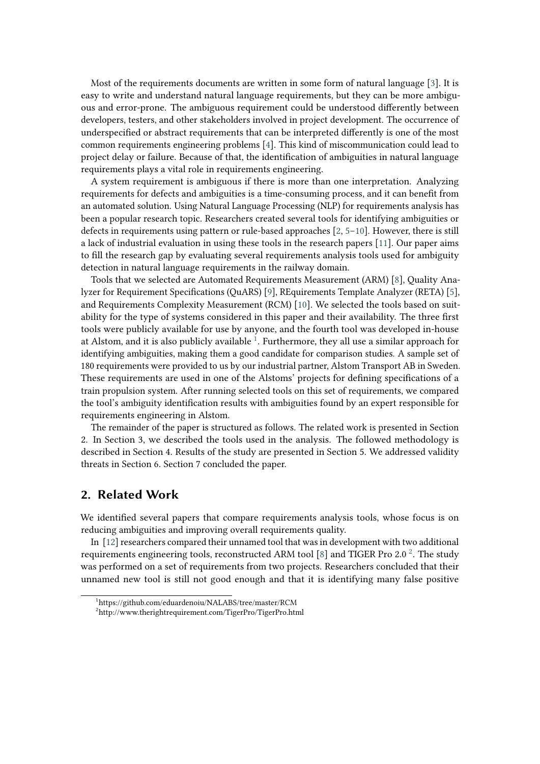Most of the requirements documents are written in some form of natural language [3]. It is easy to write and understand natural language requirements, but they can be more ambiguous and error-prone. The ambiguous requirement could be understood differently between developers, testers, and other stakeholders involved in project development. The occurrence of underspecified or abstract requirements that can be interpreted differently is one of the most common requirements engineering problems [4]. This kind of miscommunication could lead to project delay or failure. Because of that, the identification of ambiguities in natural language requirements plays a vital role in requirements engineering.

A system requirement is ambiguous if there is more than one interpretation. Analyzing requirements for defects and ambiguities is a time-consuming process, and it can benefit from an automated solution. Using Natural Language Processing (NLP) for requirements analysis has been a popular research topic. Researchers created several tools for identifying ambiguities or defects in requirements using pattern or rule-based approaches [2, 5–10]. However, there is still a lack of industrial evaluation in using these tools in the research papers [11]. Our paper aims to fill the research gap by evaluating several requirements analysis tools used for ambiguity detection in natural language requirements in the railway domain.

Tools that we selected are Automated Requirements Measurement (ARM) [8], Quality Analyzer for Requirement Specifications (QuARS) [9], REquirements Template Analyzer (RETA) [5], and Requirements Complexity Measurement (RCM) [10]. We selected the tools based on suitability for the type of systems considered in this paper and their availability. The three first tools were publicly available for use by anyone, and the fourth tool was developed in-house at Alstom, and it is also publicly available [1]. Furthermore, they all use a similar approach for identifying ambiguities, making them a good candidate for comparison studies. A sample set of 180 requirements were provided to us by our industrial partner, Alstom Transport AB in Sweden. These requirements are used in one of the Alstoms' projects for defining specifications of a train propulsion system. After running selected tools on this set of requirements, we compared the tool's ambiguity identification results with ambiguities found by an expert responsible for requirements engineering in Alstom.

The remainder of the paper is structured as follows. The related work is presented in Section 2. In Section 3, we described the tools used in the analysis. The followed methodology is described in Section 4. Results of the study are presented in Section 5. We addressed validity threats in Section 6. Section 7 concluded the paper.

## 2. Related Work

We identified several papers that compare requirements analysis tools, whose focus is on reducing ambiguities and improving overall requirements quality.

In [12] researchers compared their unnamed tool that was in development with two additional requirements engineering tools, reconstructed ARM tool [8] and TIGER Pro 2.0 [2]. The study was performed on a set of requirements from two projects. Researchers concluded that their unnamed new tool is still not good enough and that it is identifying many false positive

[1] https://github.com/eduardenoiu/NALABS/tree/master/RCM

[2] http://www.therightrequirement.com/TigerPro/TigerPro.html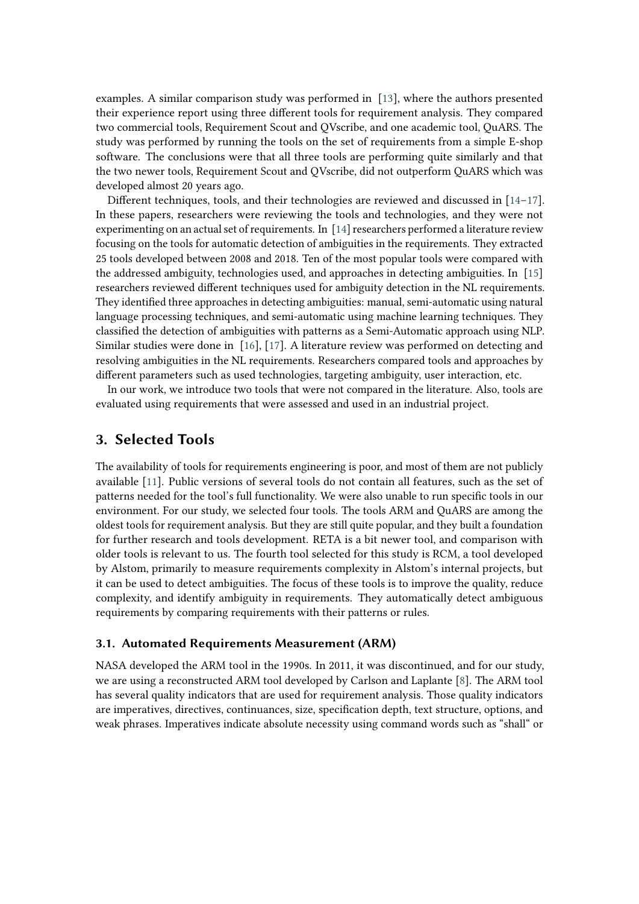examples. A similar comparison study was performed in [13], where the authors presented their experience report using three different tools for requirement analysis. They compared two commercial tools, Requirement Scout and QVscribe, and one academic tool, QuARS. The study was performed by running the tools on the set of requirements from a simple E-shop software. The conclusions were that all three tools are performing quite similarly and that the two newer tools, Requirement Scout and QVscribe, did not outperform QuARS which was developed almost 20 years ago.

Different techniques, tools, and their technologies are reviewed and discussed in [14–17]. In these papers, researchers were reviewing the tools and technologies, and they were not experimenting on an actual set of requirements. In [14] researchers performed a literature review focusing on the tools for automatic detection of ambiguities in the requirements. They extracted 25 tools developed between 2008 and 2018. Ten of the most popular tools were compared with the addressed ambiguity, technologies used, and approaches in detecting ambiguities. In [15] researchers reviewed different techniques used for ambiguity detection in the NL requirements. They identified three approaches in detecting ambiguities: manual, semi-automatic using natural language processing techniques, and semi-automatic using machine learning techniques. They classified the detection of ambiguities with patterns as a Semi-Automatic approach using NLP. Similar studies were done in [16], [17]. A literature review was performed on detecting and resolving ambiguities in the NL requirements. Researchers compared tools and approaches by different parameters such as used technologies, targeting ambiguity, user interaction, etc.

In our work, we introduce two tools that were not compared in the literature. Also, tools are evaluated using requirements that were assessed and used in an industrial project.

## 3. Selected Tools

The availability of tools for requirements engineering is poor, and most of them are not publicly available [11]. Public versions of several tools do not contain all features, such as the set of patterns needed for the tool's full functionality. We were also unable to run specific tools in our environment. For our study, we selected four tools. The tools ARM and QuARS are among the oldest tools for requirement analysis. But they are still quite popular, and they built a foundation for further research and tools development. RETA is a bit newer tool, and comparison with older tools is relevant to us. The fourth tool selected for this study is RCM, a tool developed by Alstom, primarily to measure requirements complexity in Alstom's internal projects, but it can be used to detect ambiguities. The focus of these tools is to improve the quality, reduce complexity, and identify ambiguity in requirements. They automatically detect ambiguous requirements by comparing requirements with their patterns or rules.

### 3.1. Automated Requirements Measurement (ARM)

NASA developed the ARM tool in the 1990s. In 2011, it was discontinued, and for our study, we are using a reconstructed ARM tool developed by Carlson and Laplante [8]. The ARM tool has several quality indicators that are used for requirement analysis. Those quality indicators are imperatives, directives, continuances, size, specification depth, text structure, options, and weak phrases. Imperatives indicate absolute necessity using command words such as "shall" or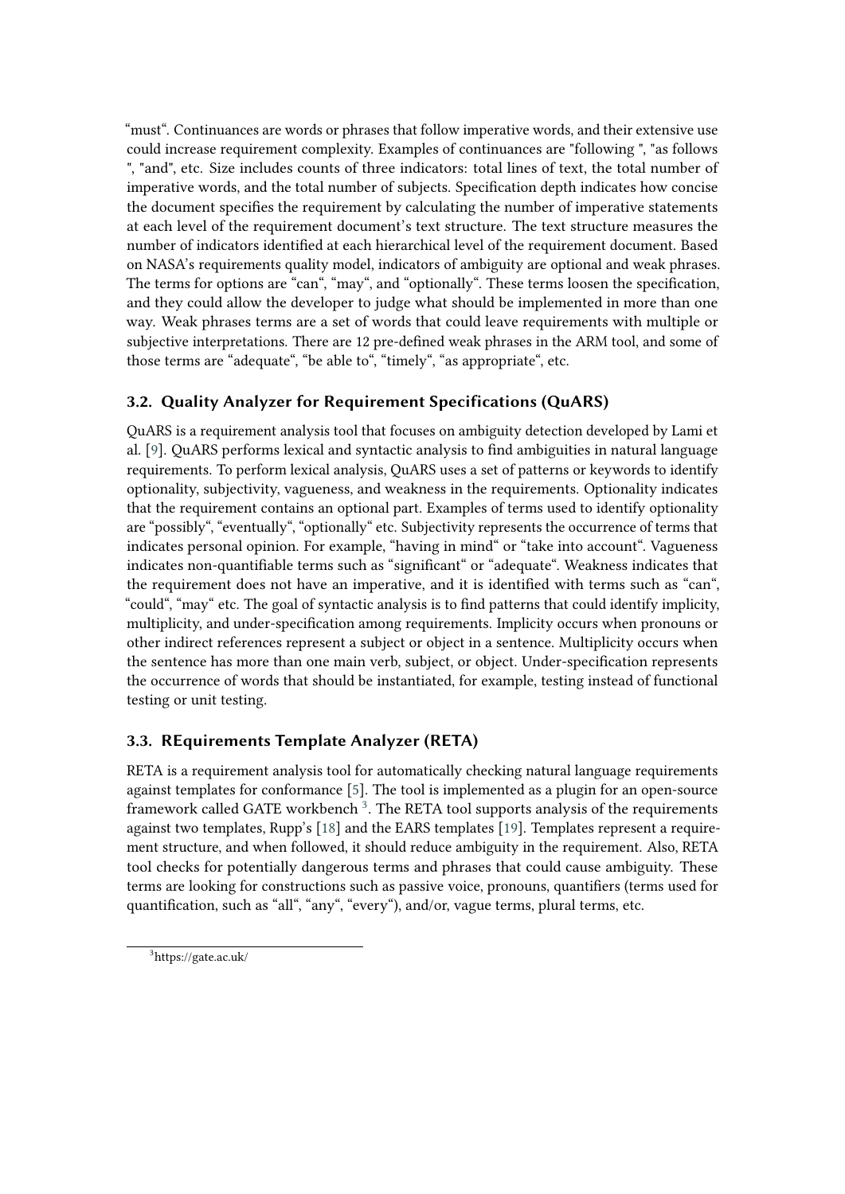“must“. Continuances are words or phrases that follow imperative words, and their extensive use could increase requirement complexity. Examples of continuances are "following ", "as follows ", "and", etc. Size includes counts of three indicators: total lines of text, the total number of imperative words, and the total number of subjects. Specification depth indicates how concise the document specifies the requirement by calculating the number of imperative statements at each level of the requirement document’s text structure. The text structure measures the number of indicators identified at each hierarchical level of the requirement document. Based on NASA’s requirements quality model, indicators of ambiguity are optional and weak phrases. The terms for options are “can“, “may“, and “optionally“. These terms loosen the specification, and they could allow the developer to judge what should be implemented in more than one way. Weak phrases terms are a set of words that could leave requirements with multiple or subjective interpretations. There are 12 pre-defined weak phrases in the ARM tool, and some of those terms are “adequate“, “be able to“, “timely“, “as appropriate“, etc.

## 3.2. Quality Analyzer for Requirement Specifications (QuARS)

QuARS is a requirement analysis tool that focuses on ambiguity detection developed by Lami et al. [9]. QuARS performs lexical and syntactic analysis to find ambiguities in natural language requirements. To perform lexical analysis, QuARS uses a set of patterns or keywords to identify optionality, subjectivity, vagueness, and weakness in the requirements. Optionality indicates that the requirement contains an optional part. Examples of terms used to identify optionality are “possibly“, “eventually“, “optionally“ etc. Subjectivity represents the occurrence of terms that indicates personal opinion. For example, “having in mind“ or “take into account“. Vagueness indicates non-quantifiable terms such as “significant“ or “adequate“. Weakness indicates that the requirement does not have an imperative, and it is identified with terms such as “can“, “could“, “may“ etc. The goal of syntactic analysis is to find patterns that could identify implicity, multiplicity, and under-specification among requirements. Implicity occurs when pronouns or other indirect references represent a subject or object in a sentence. Multiplicity occurs when the sentence has more than one main verb, subject, or object. Under-specification represents the occurrence of words that should be instantiated, for example, testing instead of functional testing or unit testing.

## 3.3. REquirements Template Analyzer (RETA)

RETA is a requirement analysis tool for automatically checking natural language requirements against templates for conformance [5]. The tool is implemented as a plugin for an open-source framework called GATE workbench [3]. The RETA tool supports analysis of the requirements against two templates, Rupp’s [18] and the EARS templates [19]. Templates represent a requirement structure, and when followed, it should reduce ambiguity in the requirement. Also, RETA tool checks for potentially dangerous terms and phrases that could cause ambiguity. These terms are looking for constructions such as passive voice, pronouns, quantifiers (terms used for quantification, such as “all“, “any“, “every“), and/or, vague terms, plural terms, etc.

[3] https://gate.ac.uk/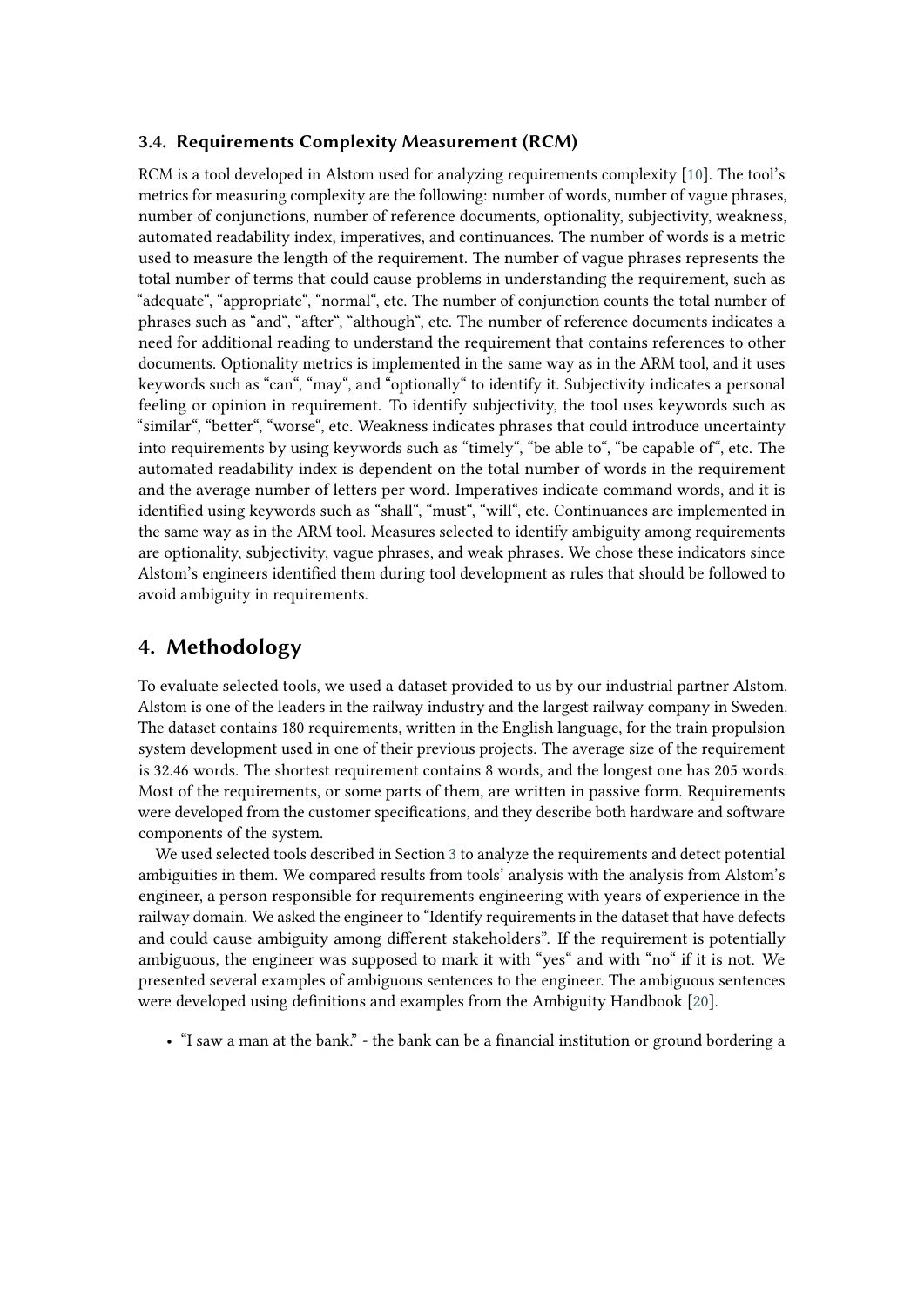### 3.4. Requirements Complexity Measurement (RCM)

RCM is a tool developed in Alstom used for analyzing requirements complexity [10]. The tool's metrics for measuring complexity are the following: number of words, number of vague phrases, number of conjunctions, number of reference documents, optionality, subjectivity, weakness, automated readability index, imperatives, and continuances. The number of words is a metric used to measure the length of the requirement. The number of vague phrases represents the total number of terms that could cause problems in understanding the requirement, such as "adequate", "appropriate", "normal", etc. The number of conjunction counts the total number of phrases such as "and", "after", "although", etc. The number of reference documents indicates a need for additional reading to understand the requirement that contains references to other documents. Optionality metrics is implemented in the same way as in the ARM tool, and it uses keywords such as "can", "may", and "optionally" to identify it. Subjectivity indicates a personal feeling or opinion in requirement. To identify subjectivity, the tool uses keywords such as "similar", "better", "worse", etc. Weakness indicates phrases that could introduce uncertainty into requirements by using keywords such as "timely", "be able to", "be capable of", etc. The automated readability index is dependent on the total number of words in the requirement and the average number of letters per word. Imperatives indicate command words, and it is identified using keywords such as "shall", "must", "will", etc. Continuances are implemented in the same way as in the ARM tool. Measures selected to identify ambiguity among requirements are optionality, subjectivity, vague phrases, and weak phrases. We chose these indicators since Alstom's engineers identified them during tool development as rules that should be followed to avoid ambiguity in requirements.

## 4. Methodology

To evaluate selected tools, we used a dataset provided to us by our industrial partner Alstom. Alstom is one of the leaders in the railway industry and the largest railway company in Sweden. The dataset contains 180 requirements, written in the English language, for the train propulsion system development used in one of their previous projects. The average size of the requirement is 32.46 words. The shortest requirement contains 8 words, and the longest one has 205 words. Most of the requirements, or some parts of them, are written in passive form. Requirements were developed from the customer specifications, and they describe both hardware and software components of the system.

We used selected tools described in Section 3 to analyze the requirements and detect potential ambiguities in them. We compared results from tools' analysis with the analysis from Alstom's engineer, a person responsible for requirements engineering with years of experience in the railway domain. We asked the engineer to "Identify requirements in the dataset that have defects and could cause ambiguity among different stakeholders". If the requirement is potentially ambiguous, the engineer was supposed to mark it with "yes" and with "no" if it is not. We presented several examples of ambiguous sentences to the engineer. The ambiguous sentences were developed using definitions and examples from the Ambiguity Handbook [20].

- "I saw a man at the bank." - the bank can be a financial institution or ground bordering a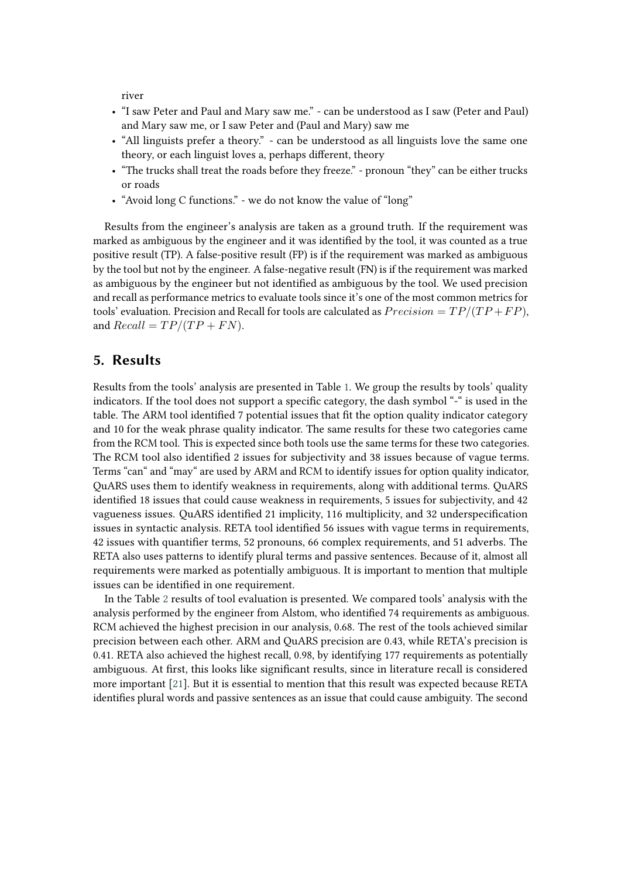river

- “I saw Peter and Paul and Mary saw me.” - can be understood as I saw (Peter and Paul) and Mary saw me, or I saw Peter and (Paul and Mary) saw me
- “All linguists prefer a theory.” - can be understood as all linguists love the same one theory, or each linguist loves a, perhaps different, theory
- “The trucks shall treat the roads before they freeze.” - pronoun “they” can be either trucks or roads
- “Avoid long C functions.” - we do not know the value of “long”

Results from the engineer’s analysis are taken as a ground truth. If the requirement was marked as ambiguous by the engineer and it was identified by the tool, it was counted as a true positive result (TP). A false-positive result (FP) is if the requirement was marked as ambiguous by the tool but not by the engineer. A false-negative result (FN) is if the requirement was marked as ambiguous by the engineer but not identified as ambiguous by the tool. We used precision and recall as performance metrics to evaluate tools since it’s one of the most common metrics for tools’ evaluation. Precision and Recall for tools are calculated as $Precision = TP/(TP + FP)$, and $Recall = TP/(TP + FN)$.

## 5. Results

Results from the tools’ analysis are presented in Table 1. We group the results by tools’ quality indicators. If the tool does not support a specific category, the dash symbol “-“ is used in the table. The ARM tool identified 7 potential issues that fit the option quality indicator category and 10 for the weak phrase quality indicator. The same results for these two categories came from the RCM tool. This is expected since both tools use the same terms for these two categories. The RCM tool also identified 2 issues for subjectivity and 38 issues because of vague terms. Terms “can“ and “may“ are used by ARM and RCM to identify issues for option quality indicator, QuARS uses them to identify weakness in requirements, along with additional terms. QuARS identified 18 issues that could cause weakness in requirements, 5 issues for subjectivity, and 42 vagueness issues. QuARS identified 21 implicity, 116 multiplicity, and 32 underspecification issues in syntactic analysis. RETA tool identified 56 issues with vague terms in requirements, 42 issues with quantifier terms, 52 pronouns, 66 complex requirements, and 51 adverbs. The RETA also uses patterns to identify plural terms and passive sentences. Because of it, almost all requirements were marked as potentially ambiguous. It is important to mention that multiple issues can be identified in one requirement.

In the Table 2 results of tool evaluation is presented. We compared tools’ analysis with the analysis performed by the engineer from Alstom, who identified 74 requirements as ambiguous. RCM achieved the highest precision in our analysis, 0.68. The rest of the tools achieved similar precision between each other. ARM and QuARS precision are 0.43, while RETA’s precision is 0.41. RETA also achieved the highest recall, 0.98, by identifying 177 requirements as potentially ambiguous. At first, this looks like significant results, since in literature recall is considered more important [21]. But it is essential to mention that this result was expected because RETA identifies plural words and passive sentences as an issue that could cause ambiguity. The second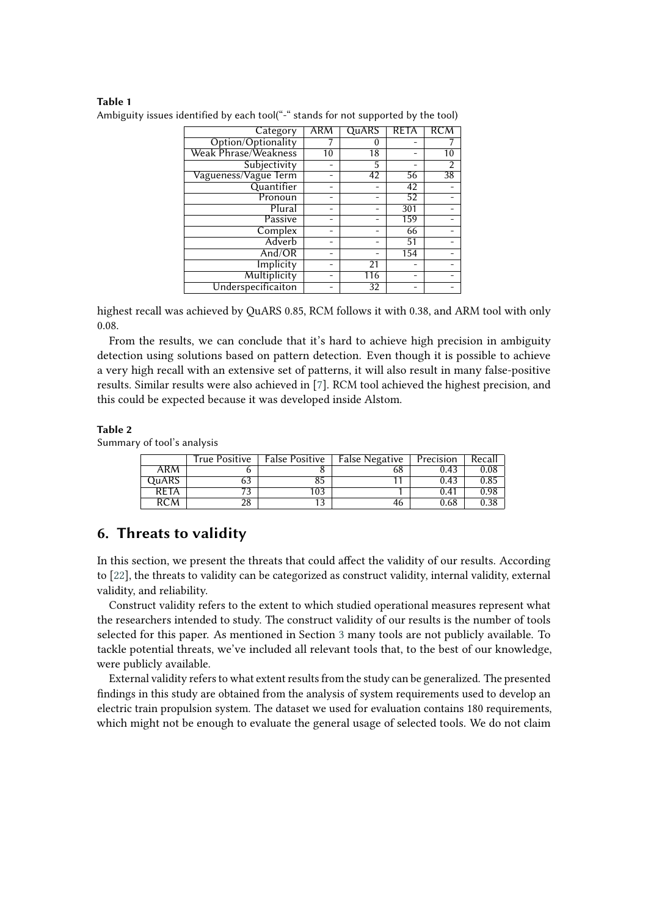**Table 1**
Ambiguity issues identified by each tool("-" stands for not supported by the tool)

| Category | ARM | QuARS | RETA | RCM |
|---|---|---|---|---|
| Option/Optionality | 7 | 0 | - | 7 |
| Weak Phrase/Weakness | 10 | 18 | - | 10 |
| Subjectivity | - | 5 | - | 2 |
| Vagueness/Vague Term | - | 42 | 56 | 38 |
| Quantifier | - | - | 42 | - |
| Pronoun | - | - | 52 | - |
| Plural | - | - | 301 | - |
| Passive | - | - | 159 | - |
| Complex | - | - | 66 | - |
| Adverb | - | - | 51 | - |
| And/OR | - | - | 154 | - |
| Implicity | - | 21 | - | - |
| Multiplicity | - | 116 | - | - |
| Underspecificaiton | - | 32 | - | - |

highest recall was achieved by QuARS 0.85, RCM follows it with 0.38, and ARM tool with only 0.08.

From the results, we can conclude that it's hard to achieve high precision in ambiguity detection using solutions based on pattern detection. Even though it is possible to achieve a very high recall with an extensive set of patterns, it will also result in many false-positive results. Similar results were also achieved in [7]. RCM tool achieved the highest precision, and this could be expected because it was developed inside Alstom.

**Table 2**
Summary of tool's analysis

| | True Positive | False Positive | False Negative | Precision | Recall |
|---|---|---|---|---|---|
| ARM | 6 | 8 | 68 | 0.43 | 0.08 |
| QuARS | 63 | 85 | 11 | 0.43 | 0.85 |
| RETA | 73 | 103 | 1 | 0.41 | 0.98 |
| RCM | 28 | 13 | 46 | 0.68 | 0.38 |

## 6. Threats to validity

In this section, we present the threats that could affect the validity of our results. According to [22], the threats to validity can be categorized as construct validity, internal validity, external validity, and reliability.

Construct validity refers to the extent to which studied operational measures represent what the researchers intended to study. The construct validity of our results is the number of tools selected for this paper. As mentioned in Section 3 many tools are not publicly available. To tackle potential threats, we've included all relevant tools that, to the best of our knowledge, were publicly available.

External validity refers to what extent results from the study can be generalized. The presented findings in this study are obtained from the analysis of system requirements used to develop an electric train propulsion system. The dataset we used for evaluation contains 180 requirements, which might not be enough to evaluate the general usage of selected tools. We do not claim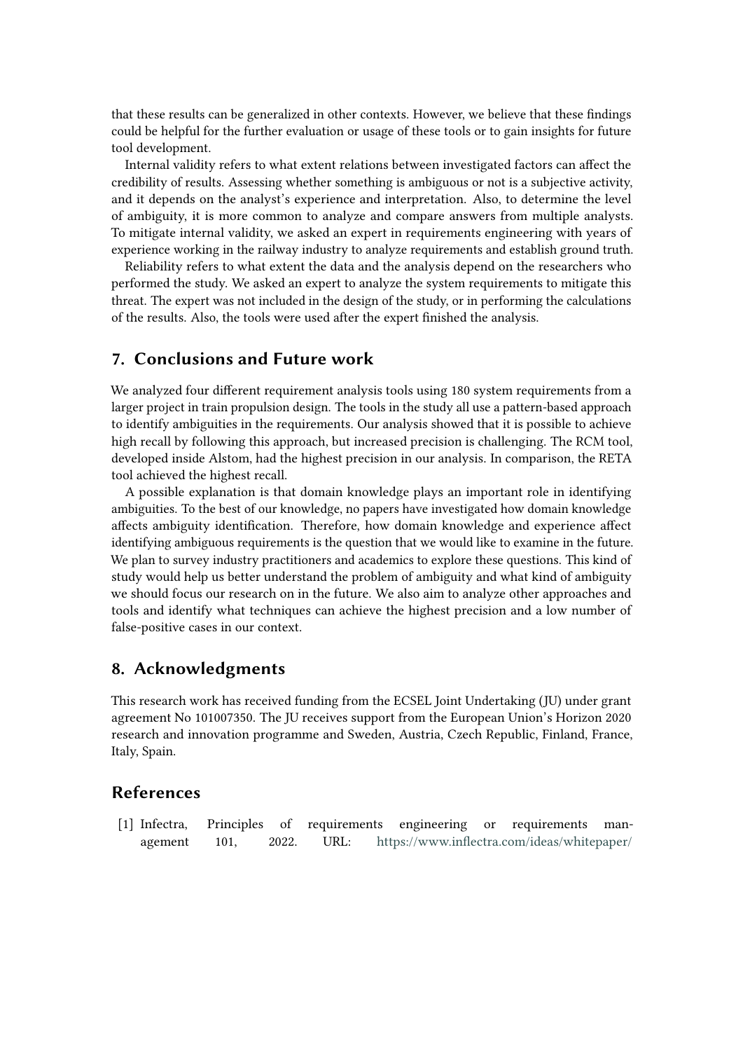that these results can be generalized in other contexts. However, we believe that these findings could be helpful for the further evaluation or usage of these tools or to gain insights for future tool development.

Internal validity refers to what extent relations between investigated factors can affect the credibility of results. Assessing whether something is ambiguous or not is a subjective activity, and it depends on the analyst's experience and interpretation. Also, to determine the level of ambiguity, it is more common to analyze and compare answers from multiple analysts. To mitigate internal validity, we asked an expert in requirements engineering with years of experience working in the railway industry to analyze requirements and establish ground truth.

Reliability refers to what extent the data and the analysis depend on the researchers who performed the study. We asked an expert to analyze the system requirements to mitigate this threat. The expert was not included in the design of the study, or in performing the calculations of the results. Also, the tools were used after the expert finished the analysis.

## 7. Conclusions and Future work

We analyzed four different requirement analysis tools using 180 system requirements from a larger project in train propulsion design. The tools in the study all use a pattern-based approach to identify ambiguities in the requirements. Our analysis showed that it is possible to achieve high recall by following this approach, but increased precision is challenging. The RCM tool, developed inside Alstom, had the highest precision in our analysis. In comparison, the RETA tool achieved the highest recall.

A possible explanation is that domain knowledge plays an important role in identifying ambiguities. To the best of our knowledge, no papers have investigated how domain knowledge affects ambiguity identification. Therefore, how domain knowledge and experience affect identifying ambiguous requirements is the question that we would like to examine in the future. We plan to survey industry practitioners and academics to explore these questions. This kind of study would help us better understand the problem of ambiguity and what kind of ambiguity we should focus our research on in the future. We also aim to analyze other approaches and tools and identify what techniques can achieve the highest precision and a low number of false-positive cases in our context.

## 8. Acknowledgments

This research work has received funding from the ECSEL Joint Undertaking (JU) under grant agreement No 101007350. The JU receives support from the European Union's Horizon 2020 research and innovation programme and Sweden, Austria, Czech Republic, Finland, France, Italy, Spain.

## References

[1] Infectra, Principles of requirements engineering or requirements management 101, 2022. URL: https://www.inflectra.com/ideas/whitepaper/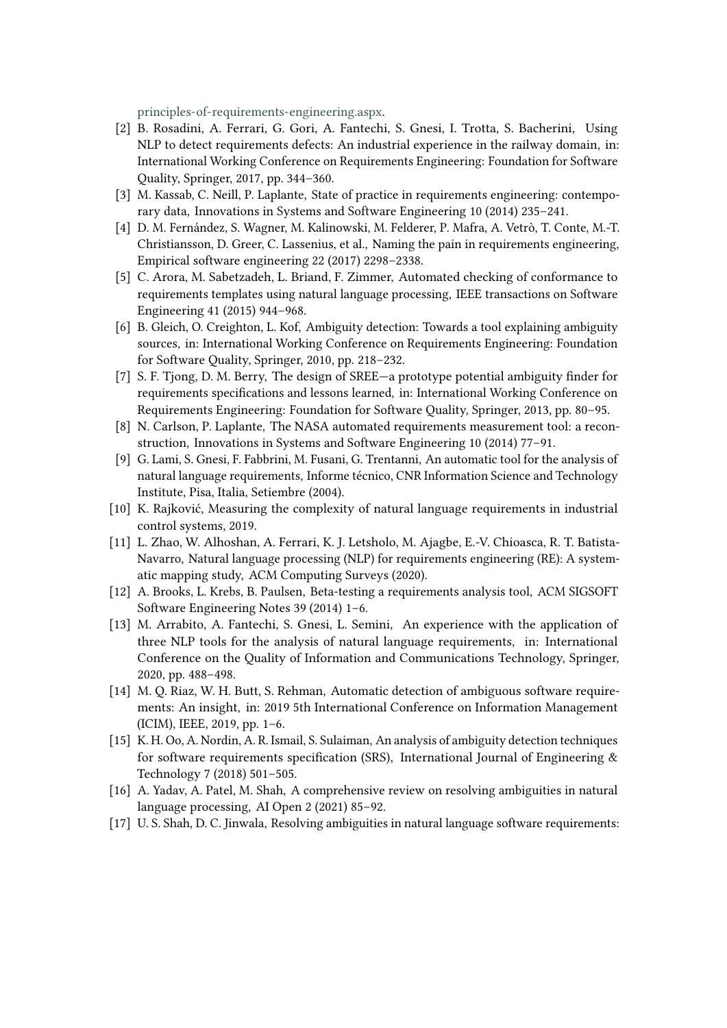principles-of-requirements-engineering.aspx.

[2] B. Rosadini, A. Ferrari, G. Gori, A. Fantechi, S. Gnesi, I. Trotta, S. Bacherini, Using NLP to detect requirements defects: An industrial experience in the railway domain, in: International Working Conference on Requirements Engineering: Foundation for Software Quality, Springer, 2017, pp. 344–360.

[3] M. Kassab, C. Neill, P. Laplante, State of practice in requirements engineering: contemporary data, Innovations in Systems and Software Engineering 10 (2014) 235–241.

[4] D. M. Fernández, S. Wagner, M. Kalinowski, M. Felderer, P. Mafra, A. Vetrò, T. Conte, M.-T. Christiansson, D. Greer, C. Lassenius, et al., Naming the pain in requirements engineering, Empirical software engineering 22 (2017) 2298–2338.

[5] C. Arora, M. Sabetzadeh, L. Briand, F. Zimmer, Automated checking of conformance to requirements templates using natural language processing, IEEE transactions on Software Engineering 41 (2015) 944–968.

[6] B. Gleich, O. Creighton, L. Kof, Ambiguity detection: Towards a tool explaining ambiguity sources, in: International Working Conference on Requirements Engineering: Foundation for Software Quality, Springer, 2010, pp. 218–232.

[7] S. F. Tjong, D. M. Berry, The design of SREE—a prototype potential ambiguity finder for requirements specifications and lessons learned, in: International Working Conference on Requirements Engineering: Foundation for Software Quality, Springer, 2013, pp. 80–95.

[8] N. Carlson, P. Laplante, The NASA automated requirements measurement tool: a reconstruction, Innovations in Systems and Software Engineering 10 (2014) 77–91.

[9] G. Lami, S. Gnesi, F. Fabbrini, M. Fusani, G. Trentanni, An automatic tool for the analysis of natural language requirements, Informe técnico, CNR Information Science and Technology Institute, Pisa, Italia, Setiembre (2004).

[10] K. Rajković, Measuring the complexity of natural language requirements in industrial control systems, 2019.

[11] L. Zhao, W. Alhoshan, A. Ferrari, K. J. Letsholo, M. Ajagbe, E.-V. Chioasca, R. T. Batista-Navarro, Natural language processing (NLP) for requirements engineering (RE): A systematic mapping study, ACM Computing Surveys (2020).

[12] A. Brooks, L. Krebs, B. Paulsen, Beta-testing a requirements analysis tool, ACM SIGSOFT Software Engineering Notes 39 (2014) 1–6.

[13] M. Arrabito, A. Fantechi, S. Gnesi, L. Semini, An experience with the application of three NLP tools for the analysis of natural language requirements, in: International Conference on the Quality of Information and Communications Technology, Springer, 2020, pp. 488–498.

[14] M. Q. Riaz, W. H. Butt, S. Rehman, Automatic detection of ambiguous software requirements: An insight, in: 2019 5th International Conference on Information Management (ICIM), IEEE, 2019, pp. 1–6.

[15] K. H. Oo, A. Nordin, A. R. Ismail, S. Sulaiman, An analysis of ambiguity detection techniques for software requirements specification (SRS), International Journal of Engineering & Technology 7 (2018) 501–505.

[16] A. Yadav, A. Patel, M. Shah, A comprehensive review on resolving ambiguities in natural language processing, AI Open 2 (2021) 85–92.

[17] U. S. Shah, D. C. Jinwala, Resolving ambiguities in natural language software requirements: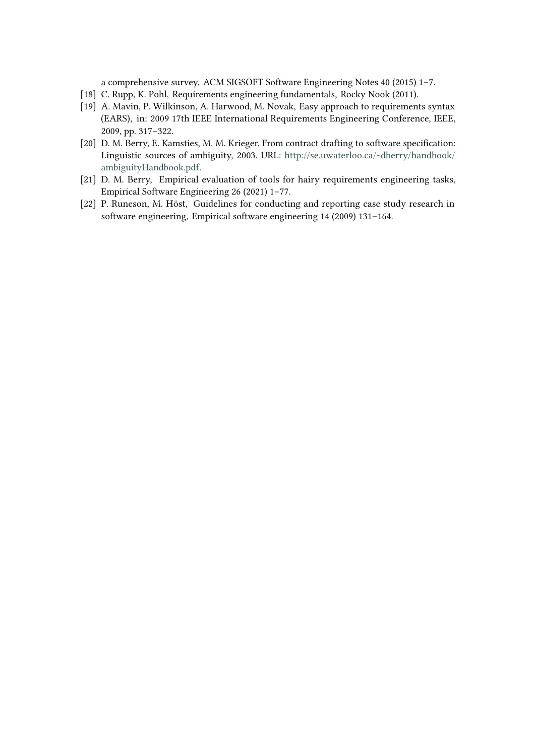a comprehensive survey, ACM SIGSOFT Software Engineering Notes 40 (2015) 1–7.

[18] C. Rupp, K. Pohl, Requirements engineering fundamentals, Rocky Nook (2011).

[19] A. Mavin, P. Wilkinson, A. Harwood, M. Novak, Easy approach to requirements syntax (EARS), in: 2009 17th IEEE International Requirements Engineering Conference, IEEE, 2009, pp. 317–322.

[20] D. M. Berry, E. Kamsties, M. M. Krieger, From contract drafting to software specification: Linguistic sources of ambiguity, 2003. URL: http://se.uwaterloo.ca/~dberry/handbook/ambiguityHandbook.pdf.

[21] D. M. Berry, Empirical evaluation of tools for hairy requirements engineering tasks, Empirical Software Engineering 26 (2021) 1–77.

[22] P. Runeson, M. Höst, Guidelines for conducting and reporting case study research in software engineering, Empirical software engineering 14 (2009) 131–164.